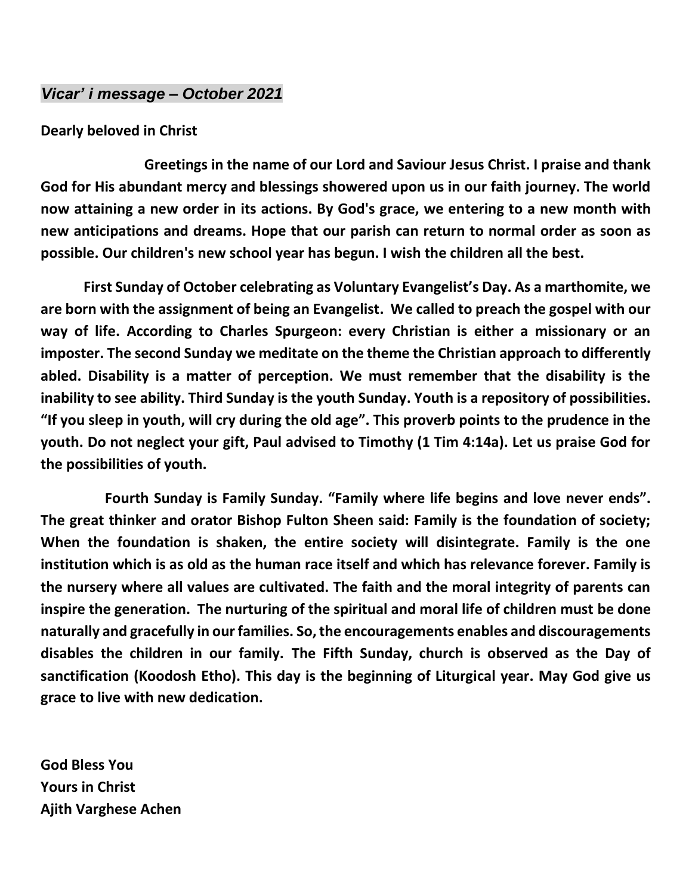## *Vicar' i message – October 2021*

**Dearly beloved in Christ**

**Greetings in the name of our Lord and Saviour Jesus Christ. I praise and thank God for His abundant mercy and blessings showered upon us in our faith journey. The world now attaining a new order in its actions. By God's grace, we entering to a new month with new anticipations and dreams. Hope that our parish can return to normal order as soon as possible. Our children's new school year has begun. I wish the children all the best.**

**First Sunday of October celebrating as Voluntary Evangelist's Day. As a marthomite, we are born with the assignment of being an Evangelist. We called to preach the gospel with our way of life. According to Charles Spurgeon: every Christian is either a missionary or an imposter. The second Sunday we meditate on the theme the Christian approach to differently abled. Disability is a matter of perception. We must remember that the disability is the inability to see ability. Third Sunday is the youth Sunday. Youth is a repository of possibilities. "If you sleep in youth, will cry during the old age". This proverb points to the prudence in the youth. Do not neglect your gift, Paul advised to Timothy (1 Tim 4:14a). Let us praise God for the possibilities of youth.**

**Fourth Sunday is Family Sunday. "Family where life begins and love never ends". The great thinker and orator Bishop Fulton Sheen said: Family is the foundation of society; When the foundation is shaken, the entire society will disintegrate. Family is the one institution which is as old as the human race itself and which has relevance forever. Family is the nursery where all values are cultivated. The faith and the moral integrity of parents can inspire the generation. The nurturing of the spiritual and moral life of children must be done naturally and gracefully in our families. So, the encouragements enables and discouragements disables the children in our family. The Fifth Sunday, church is observed as the Day of sanctification (Koodosh Etho). This day is the beginning of Liturgical year. May God give us grace to live with new dedication.**

**God Bless You**
**Yours in Christ**
**Ajith Varghese Achen**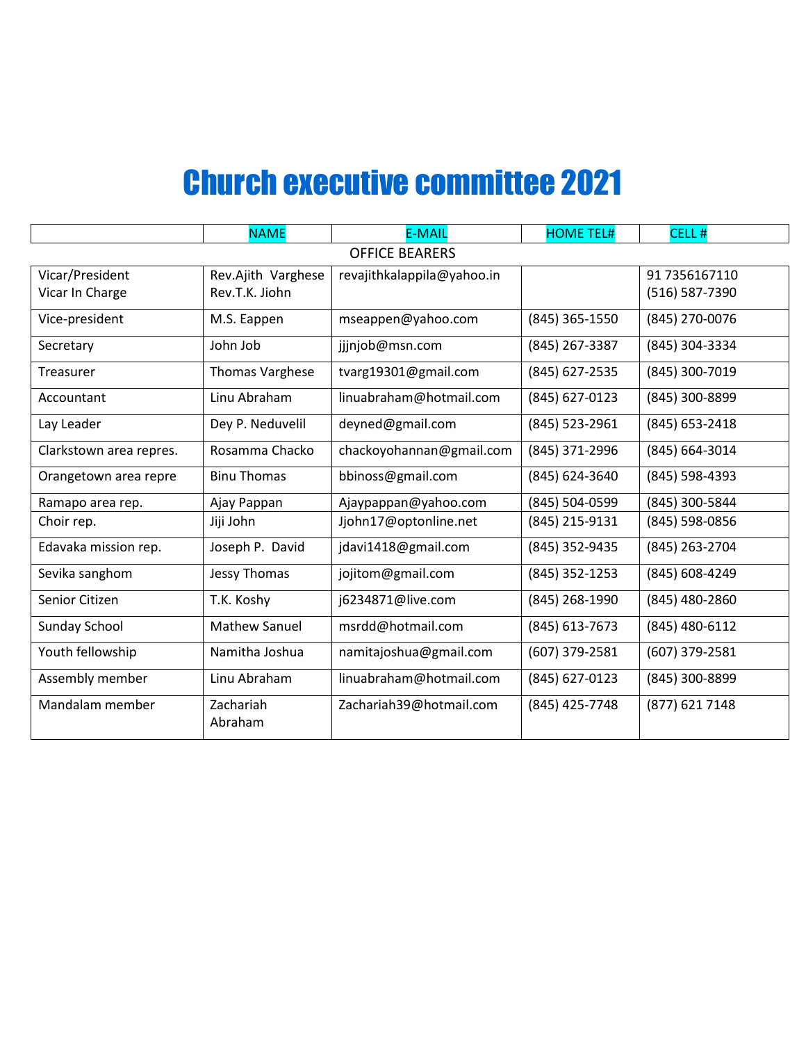# Church executive committee 2021

| | NAME | E-MAIL | HOME TEL# | CELL # |
|---|---|---|---|---|
| OFFICE BEARERS | | | | |
| Vicar/President<br>Vicar In Charge | Rev.Ajith Varghese<br>Rev.T.K. Jiohn | revajithkalappila@yahoo.in | | 91 7356167110<br>(516) 587-7390 |
| Vice-president | M.S. Eappen | mseappen@yahoo.com | (845) 365-1550 | (845) 270-0076 |
| Secretary | John Job | jjjnjob@msn.com | (845) 267-3387 | (845) 304-3334 |
| Treasurer | Thomas Varghese | tvarg19301@gmail.com | (845) 627-2535 | (845) 300-7019 |
| Accountant | Linu Abraham | linuabraham@hotmail.com | (845) 627-0123 | (845) 300-8899 |
| Lay Leader | Dey P. Neduvelil | deyned@gmail.com | (845) 523-2961 | (845) 653-2418 |
| Clarkstown area repres. | Rosamma Chacko | chackoyohannan@gmail.com | (845) 371-2996 | (845) 664-3014 |
| Orangetown area repre | Binu Thomas | bbinoss@gmail.com | (845) 624-3640 | (845) 598-4393 |
| Ramapo area rep. | Ajay Pappan | Ajaypappan@yahoo.com | (845) 504-0599 | (845) 300-5844 |
| Choir rep. | Jiji John | Jjohn17@optonline.net | (845) 215-9131 | (845) 598-0856 |
| Edavaka mission rep. | Joseph P. David | jdavi1418@gmail.com | (845) 352-9435 | (845) 263-2704 |
| Sevika sanghom | Jessy Thomas | jojitom@gmail.com | (845) 352-1253 | (845) 608-4249 |
| Senior Citizen | T.K. Koshy | j6234871@live.com | (845) 268-1990 | (845) 480-2860 |
| Sunday School | Mathew Sanuel | msrdd@hotmail.com | (845) 613-7673 | (845) 480-6112 |
| Youth fellowship | Namitha Joshua | namitajoshua@gmail.com | (607) 379-2581 | (607) 379-2581 |
| Assembly member | Linu Abraham | linuabraham@hotmail.com | (845) 627-0123 | (845) 300-8899 |
| Mandalam member | Zachariah Abraham | Zachariah39@hotmail.com | (845) 425-7748 | (877) 621 7148 |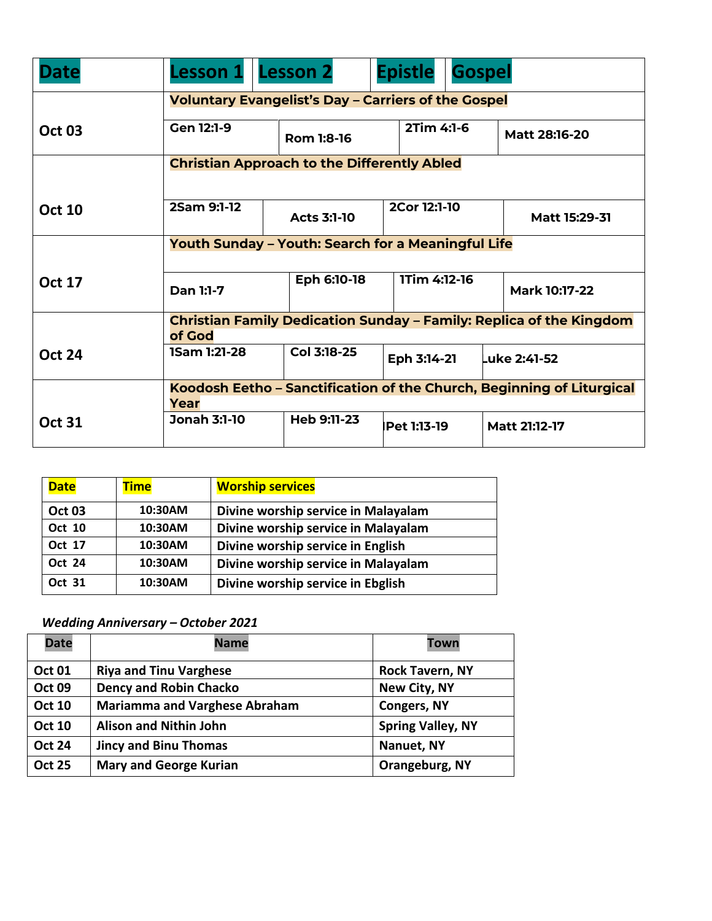| Date | Lesson 1 | Lesson 2 | Epistle | Gospel |
|---|---|---|---|---|
| Oct 03 | **Voluntary Evangelist's Day – Carriers of the Gospel** | | | |
| | Gen 12:1-9 | Rom 1:8-16 | 2Tim 4:1-6 | Matt 28:16-20 |
| Oct 10 | **Christian Approach to the Differently Abled** | | | |
| | 2Sam 9:1-12 | Acts 3:1-10 | 2Cor 12:1-10 | Matt 15:29-31 |
| Oct 17 | **Youth Sunday – Youth: Search for a Meaningful Life** | | | |
| | Dan 1:1-7 | Eph 6:10-18 | 1Tim 4:12-16 | Mark 10:17-22 |
| Oct 24 | **Christian Family Dedication Sunday – Family: Replica of the Kingdom of God** | | | |
| | 1Sam 1:21-28 | Col 3:18-25 | Eph 3:14-21 | Luke 2:41-52 |
| Oct 31 | **Koodosh Eetho – Sanctification of the Church, Beginning of Liturgical Year** | | | |
| | Jonah 3:1-10 | Heb 9:11-23 | IPet 1:13-19 | Matt 21:12-17 |

| Date | Time | Worship services |
|---|---|---|
| Oct 03 | 10:30AM | Divine worship service in Malayalam |
| Oct 10 | 10:30AM | Divine worship service in Malayalam |
| Oct 17 | 10:30AM | Divine worship service in English |
| Oct 24 | 10:30AM | Divine worship service in Malayalam |
| Oct 31 | 10:30AM | Divine worship service in Ebglish |

*Wedding Anniversary – October 2021*

| Date | Name | Town |
|---|---|---|
| Oct 01 | Riya and Tinu Varghese | Rock Tavern, NY |
| Oct 09 | Dency and Robin Chacko | New City, NY |
| Oct 10 | Mariamma and Varghese Abraham | Congers, NY |
| Oct 10 | Alison and Nithin John | Spring Valley, NY |
| Oct 24 | Jincy and Binu Thomas | Nanuet, NY |
| Oct 25 | Mary and George Kurian | Orangeburg, NY |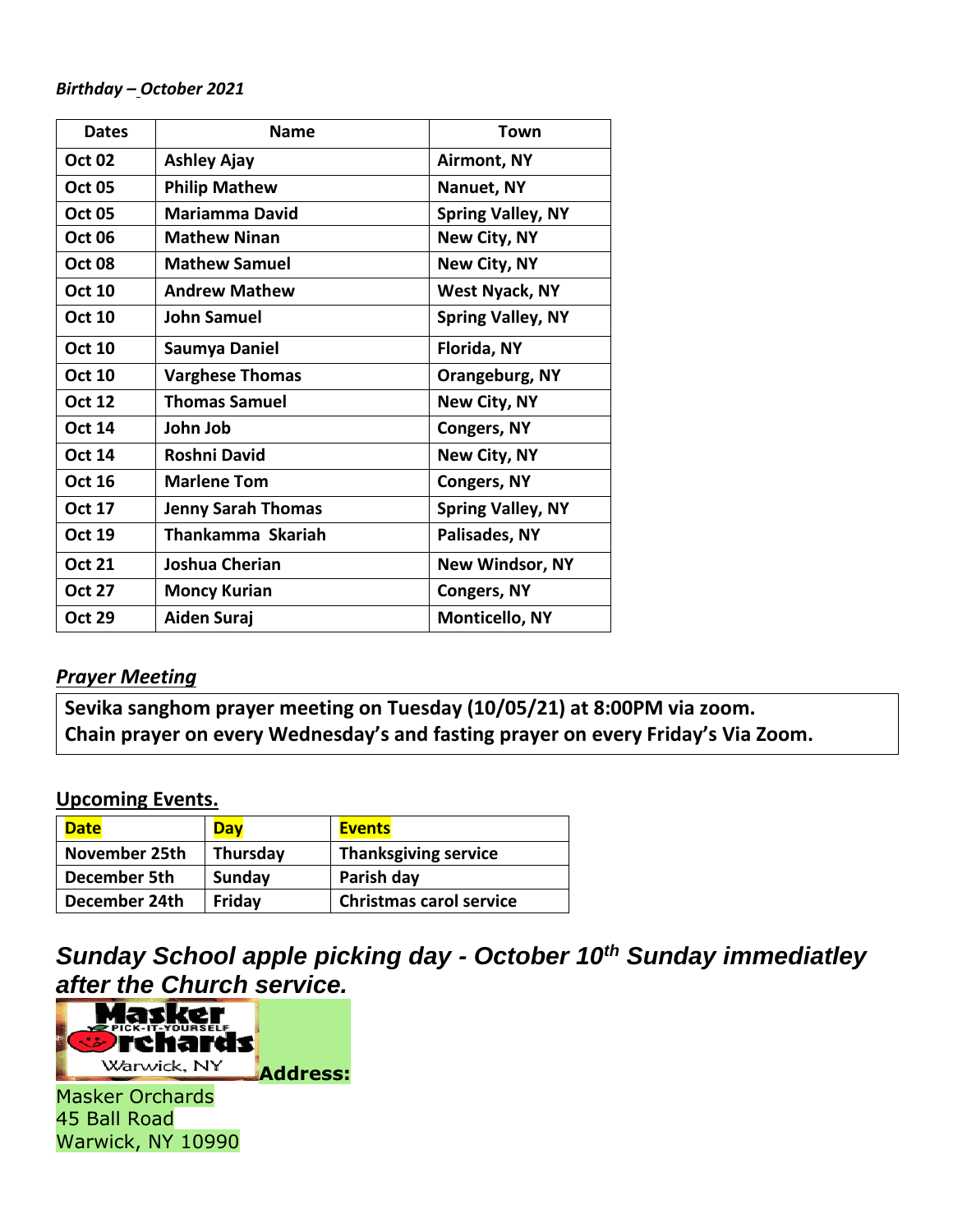*Birthday – October 2021*

| Dates | Name | Town |
|---|---|---|
| Oct 02 | Ashley Ajay | Airmont, NY |
| Oct 05 | Philip Mathew | Nanuet, NY |
| Oct 05 | Mariamma David | Spring Valley, NY |
| Oct 06 | Mathew Ninan | New City, NY |
| Oct 08 | Mathew Samuel | New City, NY |
| Oct 10 | Andrew Mathew | West Nyack, NY |
| Oct 10 | John Samuel | Spring Valley, NY |
| Oct 10 | Saumya Daniel | Florida, NY |
| Oct 10 | Varghese Thomas | Orangeburg, NY |
| Oct 12 | Thomas Samuel | New City, NY |
| Oct 14 | John Job | Congers, NY |
| Oct 14 | Roshni David | New City, NY |
| Oct 16 | Marlene Tom | Congers, NY |
| Oct 17 | Jenny Sarah Thomas | Spring Valley, NY |
| Oct 19 | Thankamma Skariah | Palisades, NY |
| Oct 21 | Joshua Cherian | New Windsor, NY |
| Oct 27 | Moncy Kurian | Congers, NY |
| Oct 29 | Aiden Suraj | Monticello, NY |

## *Prayer Meeting*

**Sevika sanghom prayer meeting on Tuesday (10/05/21) at 8:00PM via zoom.**
**Chain prayer on every Wednesday's and fasting prayer on every Friday's Via Zoom.**

## Upcoming Events.

| Date | Day | Events |
|---|---|---|
| November 25th | Thursday | Thanksgiving service |
| December 5th | Sunday | Parish day |
| December 24th | Friday | Christmas carol service |

## *Sunday School apple picking day - October 10th Sunday immediatley after the Church service.*

Masker PICK-IT-YOURSELF Orchards Warwick, NY

**Address:**

Masker Orchards
45 Ball Road
Warwick, NY 10990